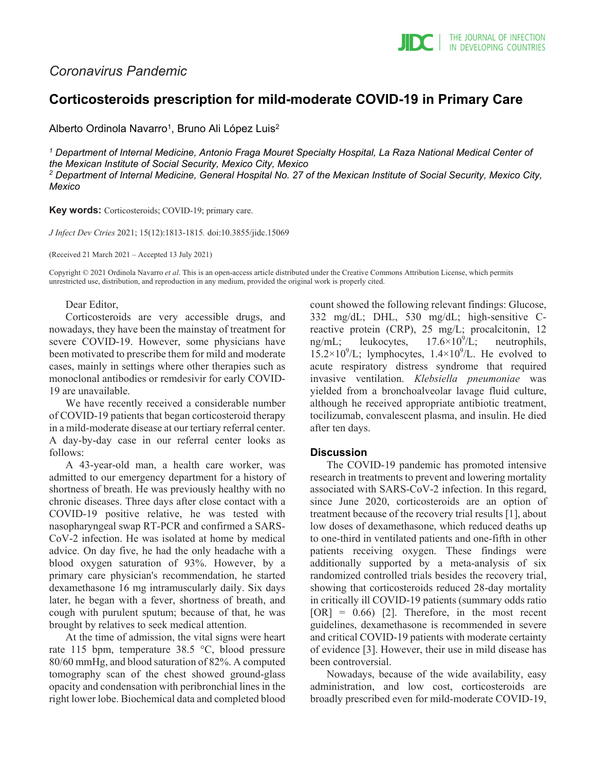*Coronavirus Pandemic*

# Corticosteroids prescription for mild-moderate COVID-19 in Primary Care

Alberto Ordinola Navarro[1], Bruno Ali López Luis[2]

[1] *Department of Internal Medicine, Antonio Fraga Mouret Specialty Hospital, La Raza National Medical Center of the Mexican Institute of Social Security, Mexico City, Mexico*
[2] *Department of Internal Medicine, General Hospital No. 27 of the Mexican Institute of Social Security, Mexico City, Mexico*

**Key words:** Corticosteroids; COVID-19; primary care.

*J Infect Dev Ctries* 2021; 15(12):1813-1815. doi:10.3855/jidc.15069

(Received 21 March 2021 – Accepted 13 July 2021)

Copyright © 2021 Ordinola Navarro *et al*. This is an open-access article distributed under the Creative Commons Attribution License, which permits unrestricted use, distribution, and reproduction in any medium, provided the original work is properly cited.

Dear Editor,

Corticosteroids are very accessible drugs, and nowadays, they have been the mainstay of treatment for severe COVID-19. However, some physicians have been motivated to prescribe them for mild and moderate cases, mainly in settings where other therapies such as monoclonal antibodies or remdesivir for early COVID-19 are unavailable.

We have recently received a considerable number of COVID-19 patients that began corticosteroid therapy in a mild-moderate disease at our tertiary referral center. A day-by-day case in our referral center looks as follows:

A 43-year-old man, a health care worker, was admitted to our emergency department for a history of shortness of breath. He was previously healthy with no chronic diseases. Three days after close contact with a COVID-19 positive relative, he was tested with nasopharyngeal swap RT-PCR and confirmed a SARS-CoV-2 infection. He was isolated at home by medical advice. On day five, he had the only headache with a blood oxygen saturation of 93%. However, by a primary care physician's recommendation, he started dexamethasone 16 mg intramuscularly daily. Six days later, he began with a fever, shortness of breath, and cough with purulent sputum; because of that, he was brought by relatives to seek medical attention.

At the time of admission, the vital signs were heart rate 115 bpm, temperature 38.5 °C, blood pressure 80/60 mmHg, and blood saturation of 82%. A computed tomography scan of the chest showed ground-glass opacity and condensation with peribronchial lines in the right lower lobe. Biochemical data and completed blood count showed the following relevant findings: Glucose, 332 mg/dL; DHL, 530 mg/dL; high-sensitive C-reactive protein (CRP), 25 mg/L; procalcitonin, 12 ng/mL; leukocytes, $17.6 \times 10^9$/L; neutrophils, $15.2 \times 10^9$/L; lymphocytes, $1.4 \times 10^9$/L. He evolved to acute respiratory distress syndrome that required invasive ventilation. *Klebsiella pneumoniae* was yielded from a bronchoalveolar lavage fluid culture, although he received appropriate antibiotic treatment, tocilizumab, convalescent plasma, and insulin. He died after ten days.

## Discussion

The COVID-19 pandemic has promoted intensive research in treatments to prevent and lowering mortality associated with SARS-CoV-2 infection. In this regard, since June 2020, corticosteroids are an option of treatment because of the recovery trial results [1], about low doses of dexamethasone, which reduced deaths up to one-third in ventilated patients and one-fifth in other patients receiving oxygen. These findings were additionally supported by a meta-analysis of six randomized controlled trials besides the recovery trial, showing that corticosteroids reduced 28-day mortality in critically ill COVID-19 patients (summary odds ratio [OR] = 0.66) [2]. Therefore, in the most recent guidelines, dexamethasone is recommended in severe and critical COVID-19 patients with moderate certainty of evidence [3]. However, their use in mild disease has been controversial.

Nowadays, because of the wide availability, easy administration, and low cost, corticosteroids are broadly prescribed even for mild-moderate COVID-19,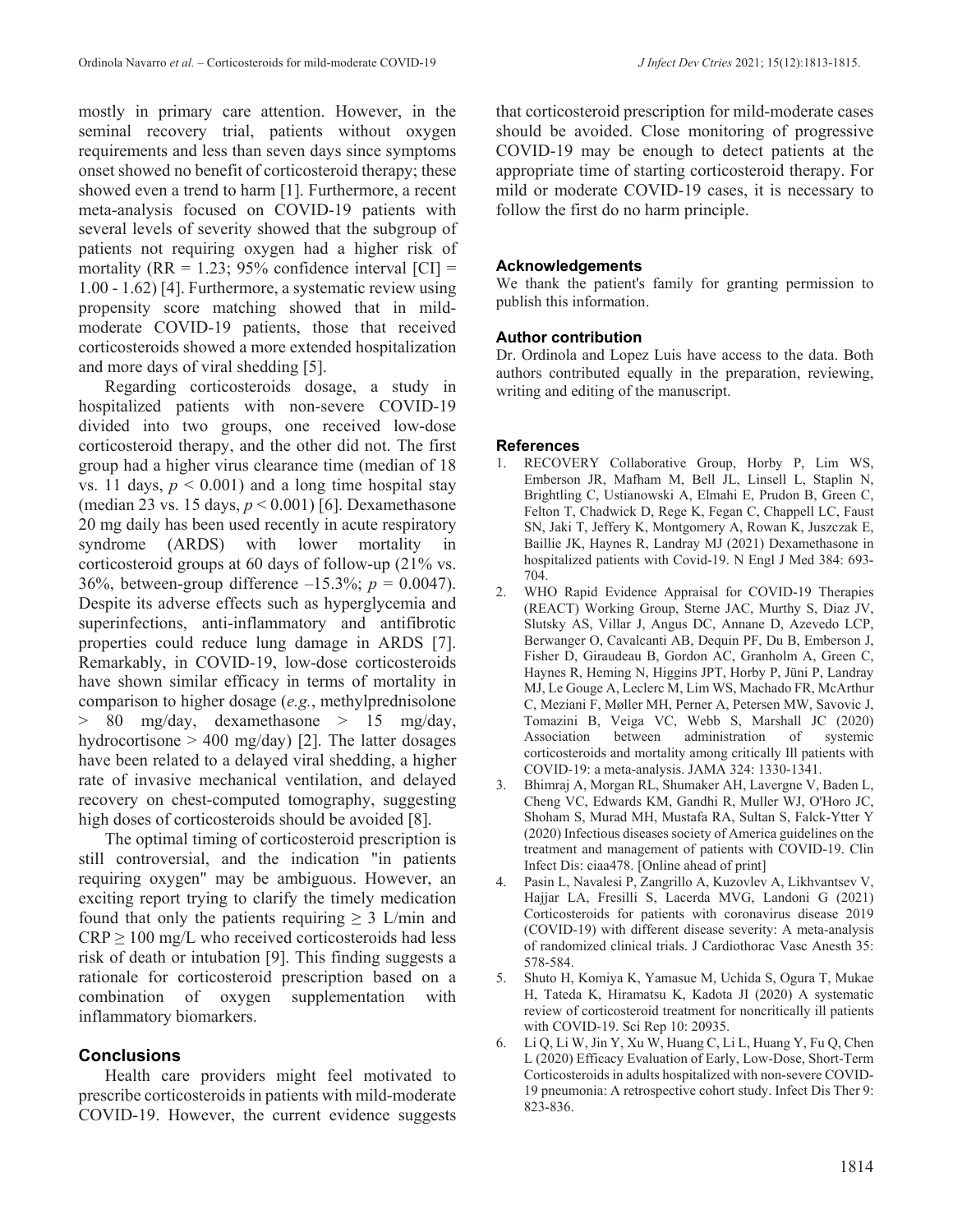mostly in primary care attention. However, in the seminal recovery trial, patients without oxygen requirements and less than seven days since symptoms onset showed no benefit of corticosteroid therapy; these showed even a trend to harm [1]. Furthermore, a recent meta-analysis focused on COVID-19 patients with several levels of severity showed that the subgroup of patients not requiring oxygen had a higher risk of mortality (RR = 1.23; 95% confidence interval [CI] = 1.00 - 1.62) [4]. Furthermore, a systematic review using propensity score matching showed that in mild-moderate COVID-19 patients, those that received corticosteroids showed a more extended hospitalization and more days of viral shedding [5].

Regarding corticosteroids dosage, a study in hospitalized patients with non-severe COVID-19 divided into two groups, one received low-dose corticosteroid therapy, and the other did not. The first group had a higher virus clearance time (median of 18 vs. 11 days, $p < 0.001$) and a long time hospital stay (median 23 vs. 15 days, $p < 0.001$) [6]. Dexamethasone 20 mg daily has been used recently in acute respiratory syndrome (ARDS) with lower mortality in corticosteroid groups at 60 days of follow-up (21% vs. 36%, between-group difference –15.3%; $p = 0.0047$). Despite its adverse effects such as hyperglycemia and superinfections, anti-inflammatory and antifibrotic properties could reduce lung damage in ARDS [7]. Remarkably, in COVID-19, low-dose corticosteroids have shown similar efficacy in terms of mortality in comparison to higher dosage (*e.g.*, methylprednisolone > 80 mg/day, dexamethasone > 15 mg/day, hydrocortisone > 400 mg/day) [2]. The latter dosages have been related to a delayed viral shedding, a higher rate of invasive mechanical ventilation, and delayed recovery on chest-computed tomography, suggesting high doses of corticosteroids should be avoided [8].

The optimal timing of corticosteroid prescription is still controversial, and the indication "in patients requiring oxygen" may be ambiguous. However, an exciting report trying to clarify the timely medication found that only the patients requiring ≥ 3 L/min and CRP ≥ 100 mg/L who received corticosteroids had less risk of death or intubation [9]. This finding suggests a rationale for corticosteroid prescription based on a combination of oxygen supplementation with inflammatory biomarkers.

## Conclusions

Health care providers might feel motivated to prescribe corticosteroids in patients with mild-moderate COVID-19. However, the current evidence suggests that corticosteroid prescription for mild-moderate cases should be avoided. Close monitoring of progressive COVID-19 may be enough to detect patients at the appropriate time of starting corticosteroid therapy. For mild or moderate COVID-19 cases, it is necessary to follow the first do no harm principle.

### Acknowledgements

We thank the patient's family for granting permission to publish this information.

### Author contribution

Dr. Ordinola and Lopez Luis have access to the data. Both authors contributed equally in the preparation, reviewing, writing and editing of the manuscript.

### References

1. RECOVERY Collaborative Group, Horby P, Lim WS, Emberson JR, Mafham M, Bell JL, Linsell L, Staplin N, Brightling C, Ustianowski A, Elmahi E, Prudon B, Green C, Felton T, Chadwick D, Rege K, Fegan C, Chappell LC, Faust SN, Jaki T, Jeffery K, Montgomery A, Rowan K, Juszczak E, Baillie JK, Haynes R, Landray MJ (2021) Dexamethasone in hospitalized patients with Covid-19. N Engl J Med 384: 693-704.
2. WHO Rapid Evidence Appraisal for COVID-19 Therapies (REACT) Working Group, Sterne JAC, Murthy S, Diaz JV, Slutsky AS, Villar J, Angus DC, Annane D, Azevedo LCP, Berwanger O, Cavalcanti AB, Dequin PF, Du B, Emberson J, Fisher D, Giraudeau B, Gordon AC, Granholm A, Green C, Haynes R, Heming N, Higgins JPT, Horby P, Jüni P, Landray MJ, Le Gouge A, Leclerc M, Lim WS, Machado FR, McArthur C, Meziani F, Møller MH, Perner A, Petersen MW, Savovic J, Tomazini B, Veiga VC, Webb S, Marshall JC (2020) Association between administration of systemic corticosteroids and mortality among critically Ill patients with COVID-19: a meta-analysis. JAMA 324: 1330-1341.
3. Bhimraj A, Morgan RL, Shumaker AH, Lavergne V, Baden L, Cheng VC, Edwards KM, Gandhi R, Muller WJ, O'Horo JC, Shoham S, Murad MH, Mustafa RA, Sultan S, Falck-Ytter Y (2020) Infectious diseases society of America guidelines on the treatment and management of patients with COVID-19. Clin Infect Dis: ciaa478. [Online ahead of print]
4. Pasin L, Navalesi P, Zangrillo A, Kuzovlev A, Likhvantsev V, Hajjar LA, Fresilli S, Lacerda MVG, Landoni G (2021) Corticosteroids for patients with coronavirus disease 2019 (COVID-19) with different disease severity: A meta-analysis of randomized clinical trials. J Cardiothorac Vasc Anesth 35: 578-584.
5. Shuto H, Komiya K, Yamasue M, Uchida S, Ogura T, Mukae H, Tateda K, Hiramatsu K, Kadota JI (2020) A systematic review of corticosteroid treatment for noncritically ill patients with COVID-19. Sci Rep 10: 20935.
6. Li Q, Li W, Jin Y, Xu W, Huang C, Li L, Huang Y, Fu Q, Chen L (2020) Efficacy Evaluation of Early, Low-Dose, Short-Term Corticosteroids in adults hospitalized with non-severe COVID-19 pneumonia: A retrospective cohort study. Infect Dis Ther 9: 823-836.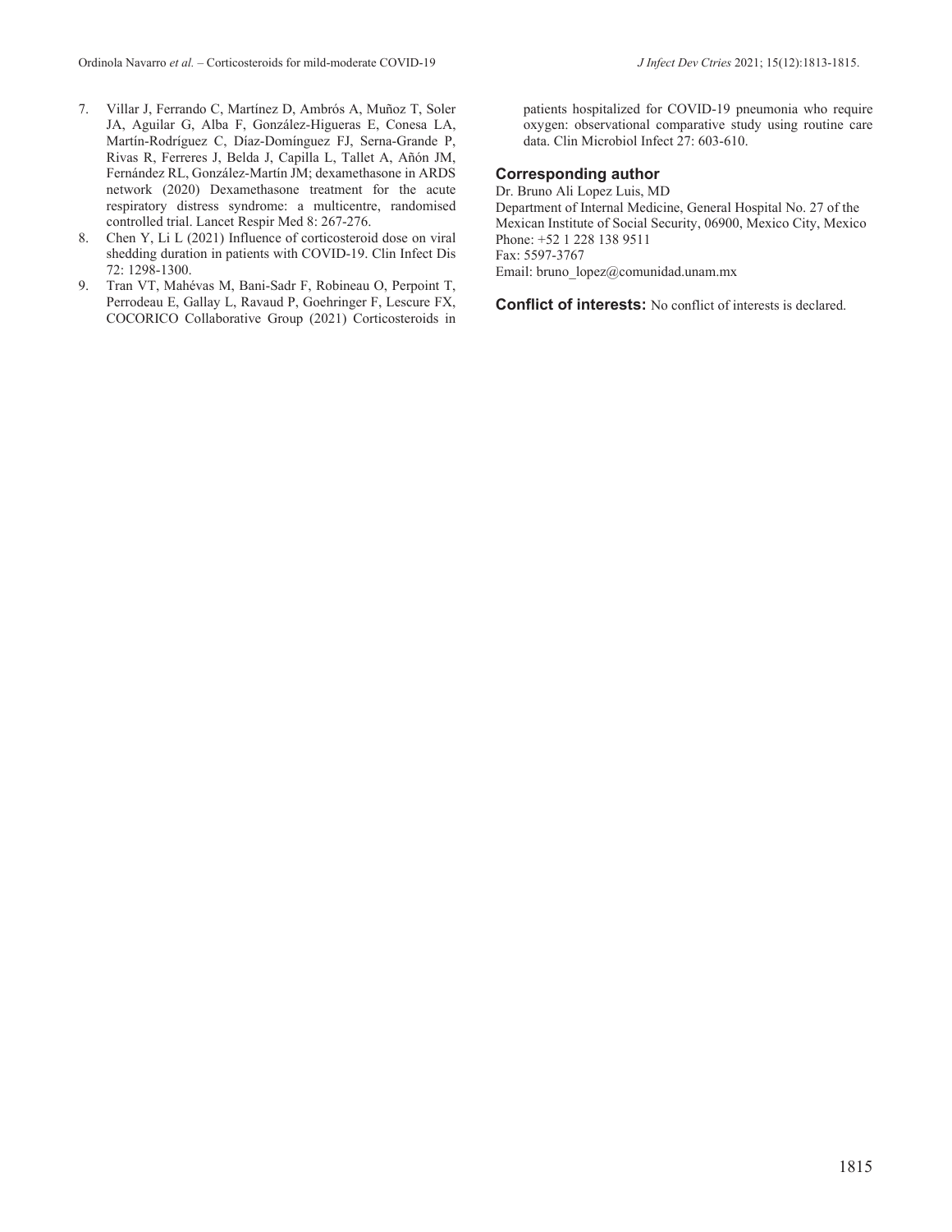7. Villar J, Ferrando C, Martínez D, Ambrós A, Muñoz T, Soler JA, Aguilar G, Alba F, González-Higueras E, Conesa LA, Martín-Rodríguez C, Díaz-Domínguez FJ, Serna-Grande P, Rivas R, Ferreres J, Belda J, Capilla L, Tallet A, Añón JM, Fernández RL, González-Martín JM; dexamethasone in ARDS network (2020) Dexamethasone treatment for the acute respiratory distress syndrome: a multicentre, randomised controlled trial. Lancet Respir Med 8: 267-276.
8. Chen Y, Li L (2021) Influence of corticosteroid dose on viral shedding duration in patients with COVID-19. Clin Infect Dis 72: 1298-1300.
9. Tran VT, Mahévas M, Bani-Sadr F, Robineau O, Perpoint T, Perrodeau E, Gallay L, Ravaud P, Goehringer F, Lescure FX, COCORICO Collaborative Group (2021) Corticosteroids in patients hospitalized for COVID-19 pneumonia who require oxygen: observational comparative study using routine care data. Clin Microbiol Infect 27: 603-610.

## Corresponding author

Dr. Bruno Ali Lopez Luis, MD
Department of Internal Medicine, General Hospital No. 27 of the Mexican Institute of Social Security, 06900, Mexico City, Mexico
Phone: +52 1 228 138 9511
Fax: 5597-3767
Email: bruno_lopez@comunidad.unam.mx

**Conflict of interests:** No conflict of interests is declared.